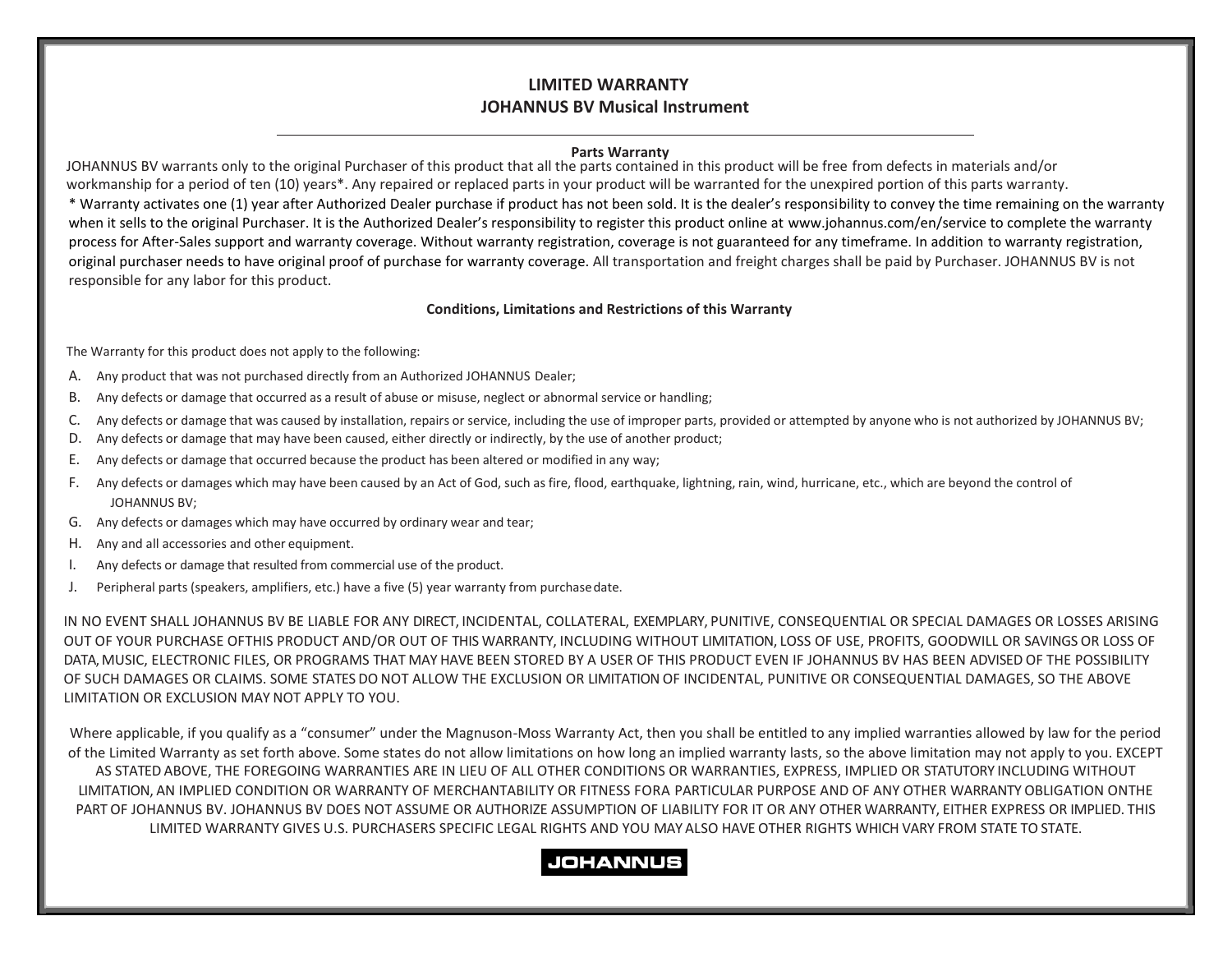# LIMITED WARRANTY
## JOHANNUS BV Musical Instrument

---

### Parts Warranty

JOHANNUS BV warrants only to the original Purchaser of this product that all the parts contained in this product will be free from defects in materials and/or workmanship for a period of ten (10) years*. Any repaired or replaced parts in your product will be warranted for the unexpired portion of this parts warranty.
* Warranty activates one (1) year after Authorized Dealer purchase if product has not been sold. It is the dealer's responsibility to convey the time remaining on the warranty when it sells to the original Purchaser. It is the Authorized Dealer's responsibility to register this product online at www.johannus.com/en/service to complete the warranty process for After-Sales support and warranty coverage. Without warranty registration, coverage is not guaranteed for any timeframe. In addition to warranty registration, original purchaser needs to have original proof of purchase for warranty coverage. All transportation and freight charges shall be paid by Purchaser. JOHANNUS BV is not responsible for any labor for this product.

### Conditions, Limitations and Restrictions of this Warranty

The Warranty for this product does not apply to the following:

A. Any product that was not purchased directly from an Authorized JOHANNUS Dealer;
B. Any defects or damage that occurred as a result of abuse or misuse, neglect or abnormal service or handling;
C. Any defects or damage that was caused by installation, repairs or service, including the use of improper parts, provided or attempted by anyone who is not authorized by JOHANNUS BV;
D. Any defects or damage that may have been caused, either directly or indirectly, by the use of another product;
E. Any defects or damage that occurred because the product has been altered or modified in any way;
F. Any defects or damages which may have been caused by an Act of God, such as fire, flood, earthquake, lightning, rain, wind, hurricane, etc., which are beyond the control of JOHANNUS BV;
G. Any defects or damages which may have occurred by ordinary wear and tear;
H. Any and all accessories and other equipment.
I. Any defects or damage that resulted from commercial use of the product.
J. Peripheral parts (speakers, amplifiers, etc.) have a five (5) year warranty from purchase date.

IN NO EVENT SHALL JOHANNUS BV BE LIABLE FOR ANY DIRECT, INCIDENTAL, COLLATERAL, EXEMPLARY, PUNITIVE, CONSEQUENTIAL OR SPECIAL DAMAGES OR LOSSES ARISING OUT OF YOUR PURCHASE OFTHIS PRODUCT AND/OR OUT OF THIS WARRANTY, INCLUDING WITHOUT LIMITATION, LOSS OF USE, PROFITS, GOODWILL OR SAVINGS OR LOSS OF DATA, MUSIC, ELECTRONIC FILES, OR PROGRAMS THAT MAY HAVE BEEN STORED BY A USER OF THIS PRODUCT EVEN IF JOHANNUS BV HAS BEEN ADVISED OF THE POSSIBILITY OF SUCH DAMAGES OR CLAIMS. SOME STATES DO NOT ALLOW THE EXCLUSION OR LIMITATION OF INCIDENTAL, PUNITIVE OR CONSEQUENTIAL DAMAGES, SO THE ABOVE LIMITATION OR EXCLUSION MAY NOT APPLY TO YOU.

Where applicable, if you qualify as a "consumer" under the Magnuson-Moss Warranty Act, then you shall be entitled to any implied warranties allowed by law for the period of the Limited Warranty as set forth above. Some states do not allow limitations on how long an implied warranty lasts, so the above limitation may not apply to you. EXCEPT AS STATED ABOVE, THE FOREGOING WARRANTIES ARE IN LIEU OF ALL OTHER CONDITIONS OR WARRANTIES, EXPRESS, IMPLIED OR STATUTORY INCLUDING WITHOUT LIMITATION, AN IMPLIED CONDITION OR WARRANTY OF MERCHANTABILITY OR FITNESS FORA PARTICULAR PURPOSE AND OF ANY OTHER WARRANTY OBLIGATION ONTHE PART OF JOHANNUS BV. JOHANNUS BV DOES NOT ASSUME OR AUTHORIZE ASSUMPTION OF LIABILITY FOR IT OR ANY OTHER WARRANTY, EITHER EXPRESS OR IMPLIED. THIS LIMITED WARRANTY GIVES U.S. PURCHASERS SPECIFIC LEGAL RIGHTS AND YOU MAY ALSO HAVE OTHER RIGHTS WHICH VARY FROM STATE TO STATE.

JOHANNUS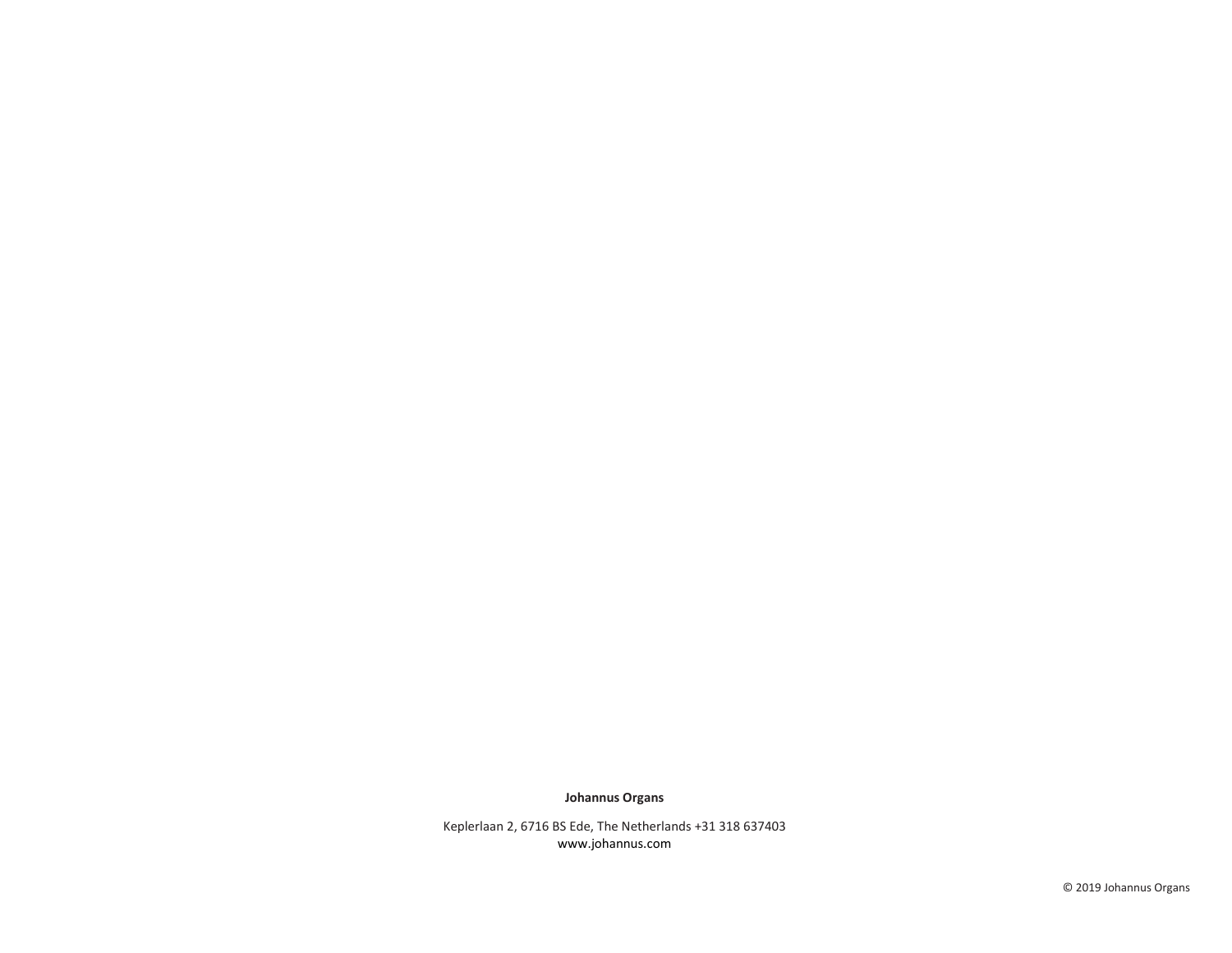**Johannus Organs**

Keplerlaan 2, 6716 BS Ede, The Netherlands +31 318 637403
www.johannus.com

© 2019 Johannus Organs